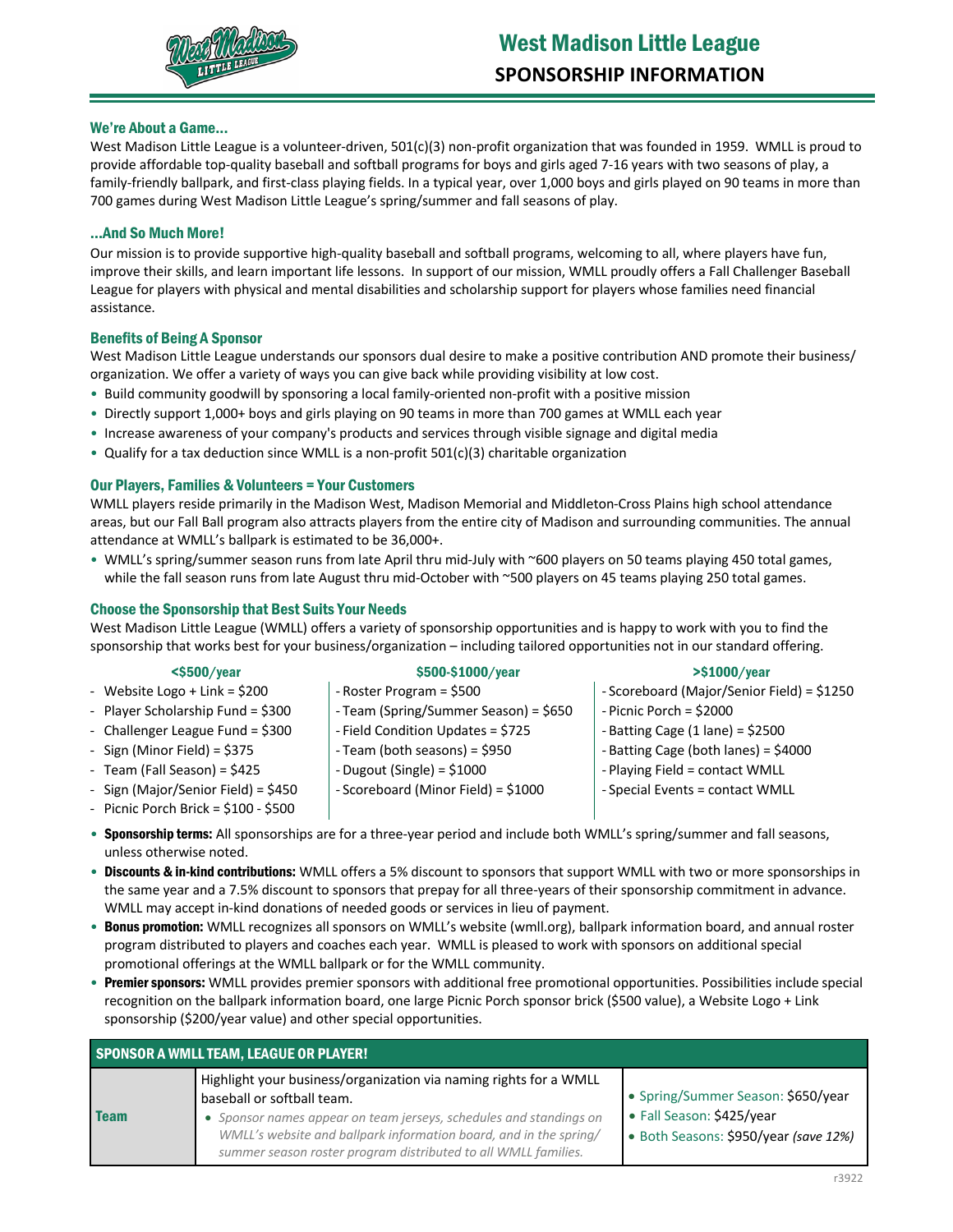# West Madison Little League

## SPONSORSHIP INFORMATION

### We're About a Game...

West Madison Little League is a volunteer-driven, 501(c)(3) non-profit organization that was founded in 1959. WMLL is proud to provide affordable top-quality baseball and softball programs for boys and girls aged 7-16 years with two seasons of play, a family-friendly ballpark, and first-class playing fields. In a typical year, over 1,000 boys and girls played on 90 teams in more than 700 games during West Madison Little League's spring/summer and fall seasons of play.

### ...And So Much More!

Our mission is to provide supportive high-quality baseball and softball programs, welcoming to all, where players have fun, improve their skills, and learn important life lessons. In support of our mission, WMLL proudly offers a Fall Challenger Baseball League for players with physical and mental disabilities and scholarship support for players whose families need financial assistance.

### Benefits of Being A Sponsor

West Madison Little League understands our sponsors dual desire to make a positive contribution AND promote their business/ organization. We offer a variety of ways you can give back while providing visibility at low cost.

- Build community goodwill by sponsoring a local family-oriented non-profit with a positive mission
- Directly support 1,000+ boys and girls playing on 90 teams in more than 700 games at WMLL each year
- Increase awareness of your company's products and services through visible signage and digital media
- Qualify for a tax deduction since WMLL is a non-profit 501(c)(3) charitable organization

### Our Players, Families & Volunteers = Your Customers

WMLL players reside primarily in the Madison West, Madison Memorial and Middleton-Cross Plains high school attendance areas, but our Fall Ball program also attracts players from the entire city of Madison and surrounding communities. The annual attendance at WMLL's ballpark is estimated to be 36,000+.

- WMLL's spring/summer season runs from late April thru mid-July with ~600 players on 50 teams playing 450 total games, while the fall season runs from late August thru mid-October with ~500 players on 45 teams playing 250 total games.

### Choose the Sponsorship that Best Suits Your Needs

West Madison Little League (WMLL) offers a variety of sponsorship opportunities and is happy to work with you to find the sponsorship that works best for your business/organization – including tailored opportunities not in our standard offering.

**<$500/year**

- Website Logo + Link = $200
- Player Scholarship Fund = $300
- Challenger League Fund = $300
- Sign (Minor Field) = $375
- Team (Fall Season) = $425
- Sign (Major/Senior Field) = $450
- Picnic Porch Brick = $100 - $500

**$500-$1000/year**

- Roster Program = $500
- Team (Spring/Summer Season) = $650
- Field Condition Updates = $725
- Team (both seasons) = $950
- Dugout (Single) = $1000
- Scoreboard (Minor Field) = $1000

**>$1000/year**

- Scoreboard (Major/Senior Field) = $1250
- Picnic Porch = $2000
- Batting Cage (1 lane) = $2500
- Batting Cage (both lanes) = $4000
- Playing Field = contact WMLL
- Special Events = contact WMLL

- **Sponsorship terms:** All sponsorships are for a three-year period and include both WMLL's spring/summer and fall seasons, unless otherwise noted.
- **Discounts & in-kind contributions:** WMLL offers a 5% discount to sponsors that support WMLL with two or more sponsorships in the same year and a 7.5% discount to sponsors that prepay for all three-years of their sponsorship commitment in advance. WMLL may accept in-kind donations of needed goods or services in lieu of payment.
- **Bonus promotion:** WMLL recognizes all sponsors on WMLL's website (wmll.org), ballpark information board, and annual roster program distributed to players and coaches each year. WMLL is pleased to work with sponsors on additional special promotional offerings at the WMLL ballpark or for the WMLL community.
- **Premier sponsors:** WMLL provides premier sponsors with additional free promotional opportunities. Possibilities include special recognition on the ballpark information board, one large Picnic Porch sponsor brick ($500 value), a Website Logo + Link sponsorship ($200/year value) and other special opportunities.

| SPONSOR A WMLL TEAM, LEAGUE OR PLAYER! | | |
|---|---|---|
| **Team** | Highlight your business/organization via naming rights for a WMLL baseball or softball team.<br>• *Sponsor names appear on team jerseys, schedules and standings on WMLL's website and ballpark information board, and in the spring/summer season roster program distributed to all WMLL families.* | • Spring/Summer Season: $650/year<br>• Fall Season: $425/year<br>• Both Seasons: $950/year *(save 12%)* |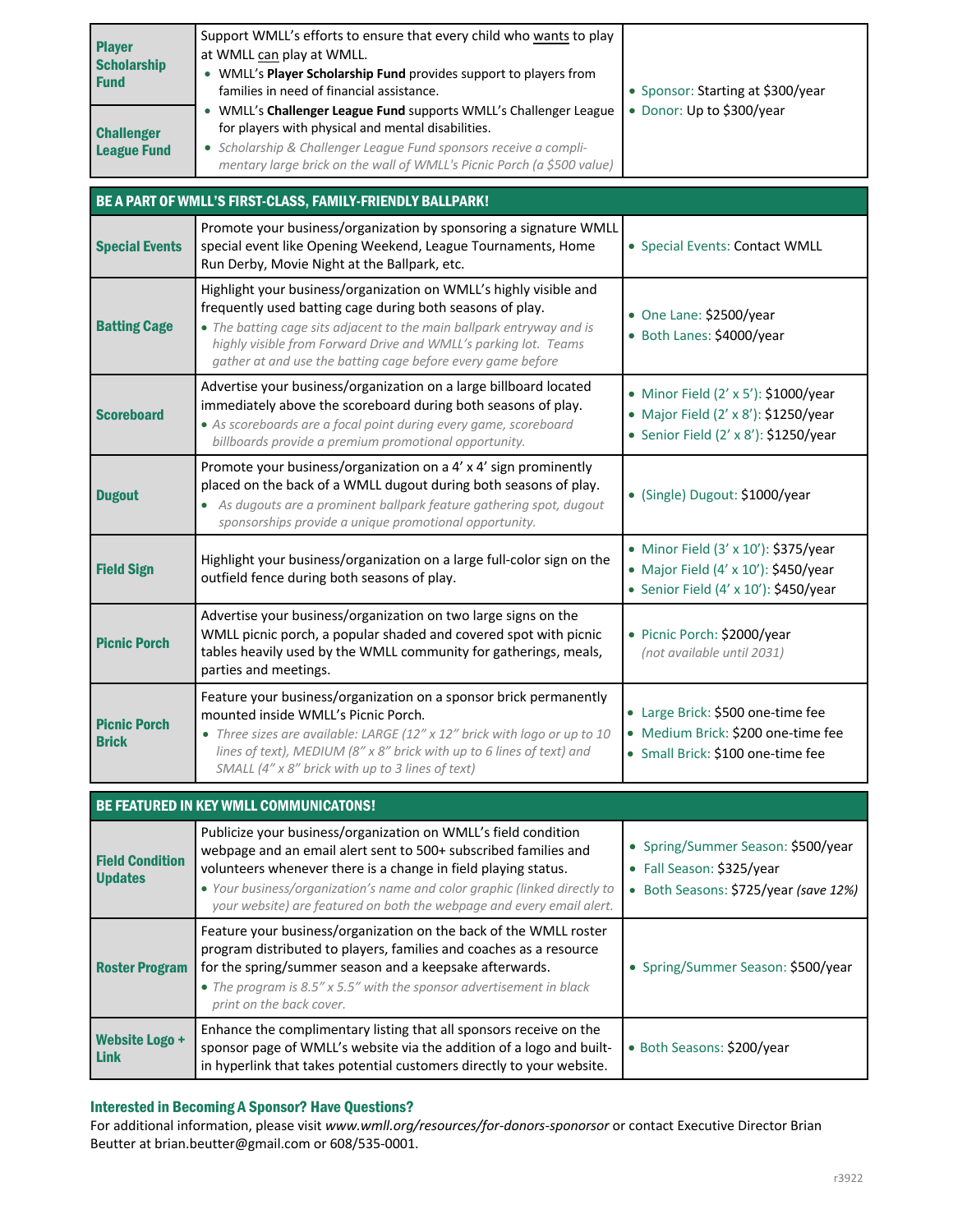| | | |
|---|---|---|
| **Player Scholarship Fund** / **Challenger League Fund** | Support WMLL's efforts to ensure that every child who wants to play at WMLL can play at WMLL.<br>• WMLL's **Player Scholarship Fund** provides support to players from families in need of financial assistance.<br>• WMLL's **Challenger League Fund** supports WMLL's Challenger League for players with physical and mental disabilities.<br>• *Scholarship & Challenger League Fund sponsors receive a complimentary large brick on the wall of WMLL's Picnic Porch (a $500 value)* | • Sponsor: Starting at $300/year<br>• Donor: Up to $300/year |
| **BE A PART OF WMLL'S FIRST-CLASS, FAMILY-FRIENDLY BALLPARK!** | | |
| **Special Events** | Promote your business/organization by sponsoring a signature WMLL special event like Opening Weekend, League Tournaments, Home Run Derby, Movie Night at the Ballpark, etc. | • Special Events: Contact WMLL |
| **Batting Cage** | Highlight your business/organization on WMLL's highly visible and frequently used batting cage during both seasons of play.<br>• *The batting cage sits adjacent to the main ballpark entryway and is highly visible from Forward Drive and WMLL's parking lot. Teams gather at and use the batting cage before every game before* | • One Lane: $2500/year<br>• Both Lanes: $4000/year |
| **Scoreboard** | Advertise your business/organization on a large billboard located immediately above the scoreboard during both seasons of play.<br>• *As scoreboards are a focal point during every game, scoreboard billboards provide a premium promotional opportunity.* | • Minor Field (2' x 5'): $1000/year<br>• Major Field (2' x 8'): $1250/year<br>• Senior Field (2' x 8'): $1250/year |
| **Dugout** | Promote your business/organization on a 4' x 4' sign prominently placed on the back of a WMLL dugout during both seasons of play.<br>• *As dugouts are a prominent ballpark feature gathering spot, dugout sponsorships provide a unique promotional opportunity.* | • (Single) Dugout: $1000/year |
| **Field Sign** | Highlight your business/organization on a large full-color sign on the outfield fence during both seasons of play. | • Minor Field (3' x 10'): $375/year<br>• Major Field (4' x 10'): $450/year<br>• Senior Field (4' x 10'): $450/year |
| **Picnic Porch** | Advertise your business/organization on two large signs on the WMLL picnic porch, a popular shaded and covered spot with picnic tables heavily used by the WMLL community for gatherings, meals, parties and meetings. | • Picnic Porch: $2000/year<br>*(not available until 2031)* |
| **Picnic Porch Brick** | Feature your business/organization on a sponsor brick permanently mounted inside WMLL's Picnic Porch.<br>• *Three sizes are available: LARGE (12" x 12" brick with logo or up to 10 lines of text), MEDIUM (8" x 8" brick with up to 6 lines of text) and SMALL (4" x 8" brick with up to 3 lines of text)* | • Large Brick: $500 one-time fee<br>• Medium Brick: $200 one-time fee<br>• Small Brick: $100 one-time fee |
| **BE FEATURED IN KEY WMLL COMMUNICATONS!** | | |
| **Field Condition Updates** | Publicize your business/organization on WMLL's field condition webpage and an email alert sent to 500+ subscribed families and volunteers whenever there is a change in field playing status.<br>• *Your business/organization's name and color graphic (linked directly to your website) are featured on both the webpage and every email alert.* | • Spring/Summer Season: $500/year<br>• Fall Season: $325/year<br>• Both Seasons: $725/year *(save 12%)* |
| **Roster Program** | Feature your business/organization on the back of the WMLL roster program distributed to players, families and coaches as a resource for the spring/summer season and a keepsake afterwards.<br>• *The program is 8.5" x 5.5" with the sponsor advertisement in black print on the back cover.* | • Spring/Summer Season: $500/year |
| **Website Logo + Link** | Enhance the complimentary listing that all sponsors receive on the sponsor page of WMLL's website via the addition of a logo and built-in hyperlink that takes potential customers directly to your website. | • Both Seasons: $200/year |

### Interested in Becoming A Sponsor? Have Questions?

For additional information, please visit *www.wmll.org/resources/for-donors-sponsorsor* or contact Executive Director Brian Beutter at brian.beutter@gmail.com or 608/535-0001.

r3922